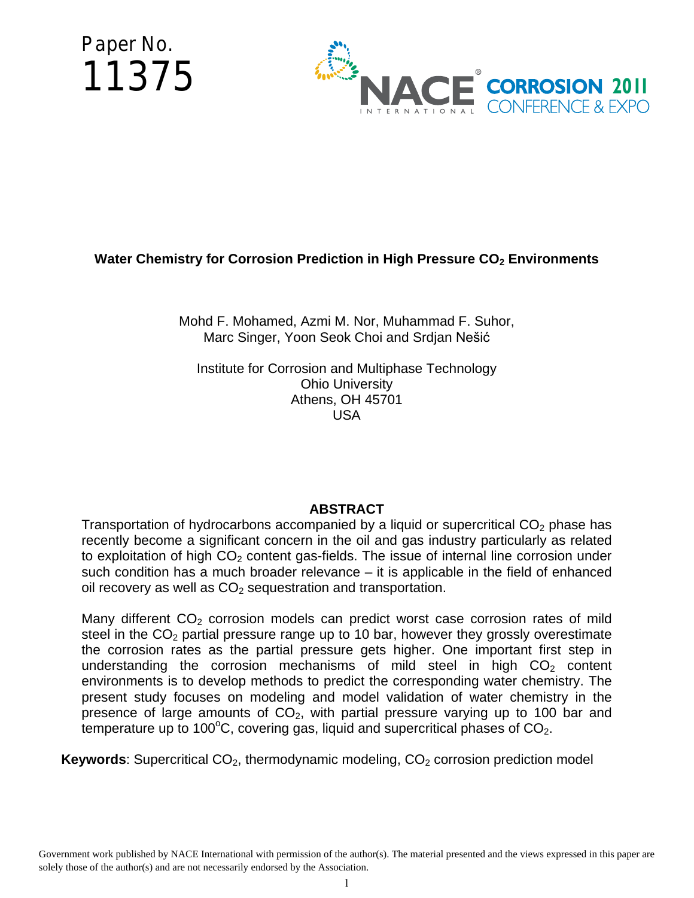Paper No.
11375

# Water Chemistry for Corrosion Prediction in High Pressure $CO_2$ Environments

Mohd F. Mohamed, Azmi M. Nor, Muhammad F. Suhor, Marc Singer, Yoon Seok Choi and Srdjan Nešić

Institute for Corrosion and Multiphase Technology
Ohio University
Athens, OH 45701
USA

## ABSTRACT

Transportation of hydrocarbons accompanied by a liquid or supercritical $CO_2$ phase has recently become a significant concern in the oil and gas industry particularly as related to exploitation of high $CO_2$ content gas-fields. The issue of internal line corrosion under such condition has a much broader relevance – it is applicable in the field of enhanced oil recovery as well as $CO_2$ sequestration and transportation.

Many different $CO_2$ corrosion models can predict worst case corrosion rates of mild steel in the $CO_2$ partial pressure range up to 10 bar, however they grossly overestimate the corrosion rates as the partial pressure gets higher. One important first step in understanding the corrosion mechanisms of mild steel in high $CO_2$ content environments is to develop methods to predict the corresponding water chemistry. The present study focuses on modeling and model validation of water chemistry in the presence of large amounts of $CO_2$, with partial pressure varying up to 100 bar and temperature up to 100°C, covering gas, liquid and supercritical phases of $CO_2$.

**Keywords**: Supercritical $CO_2$, thermodynamic modeling, $CO_2$ corrosion prediction model

Government work published by NACE International with permission of the author(s). The material presented and the views expressed in this paper are solely those of the author(s) and are not necessarily endorsed by the Association.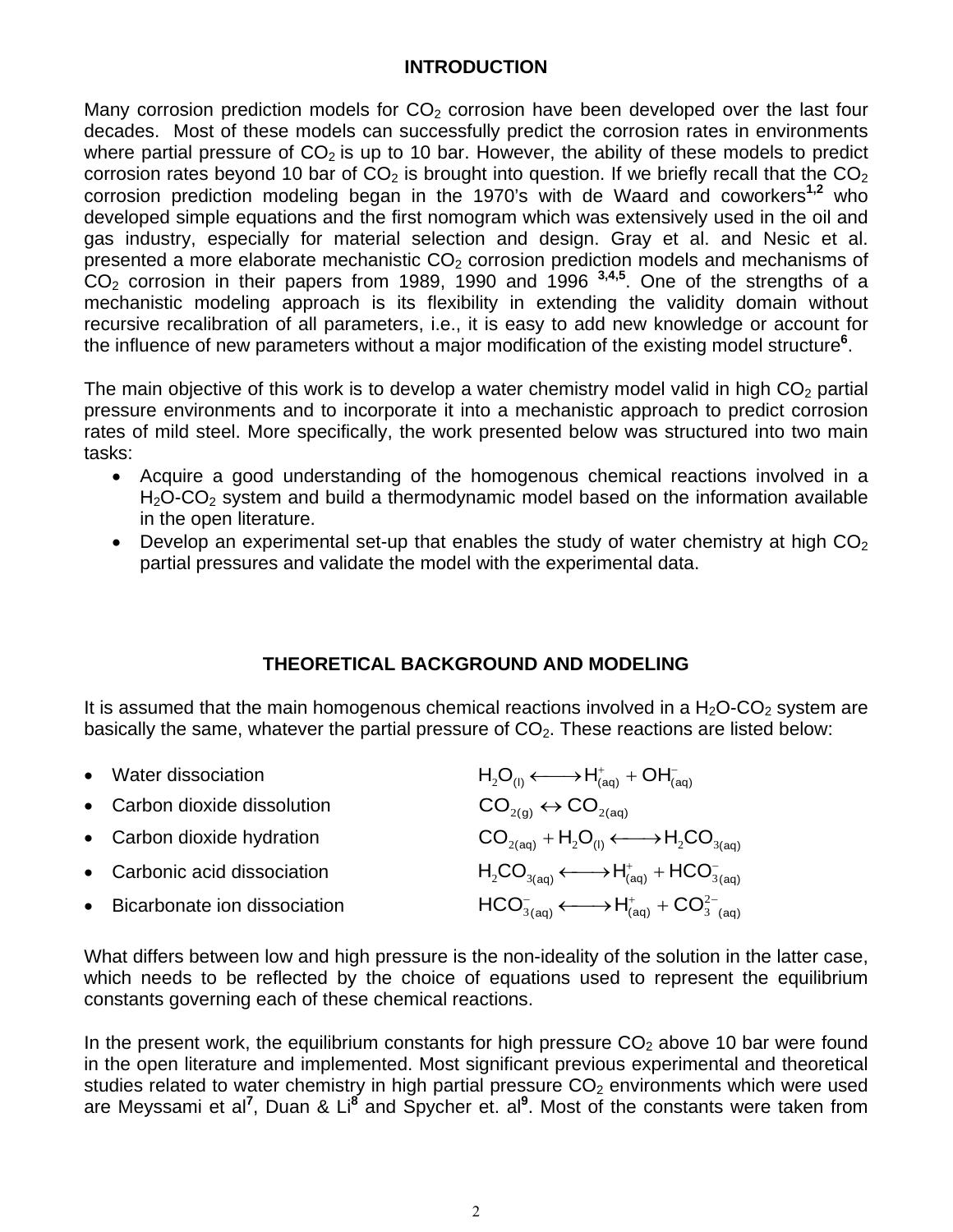## INTRODUCTION

Many corrosion prediction models for $CO_2$ corrosion have been developed over the last four decades. Most of these models can successfully predict the corrosion rates in environments where partial pressure of $CO_2$ is up to 10 bar. However, the ability of these models to predict corrosion rates beyond 10 bar of $CO_2$ is brought into question. If we briefly recall that the $CO_2$ corrosion prediction modeling began in the 1970's with de Waard and coworkers[1,2] who developed simple equations and the first nomogram which was extensively used in the oil and gas industry, especially for material selection and design. Gray et al. and Nesic et al. presented a more elaborate mechanistic $CO_2$ corrosion prediction models and mechanisms of $CO_2$ corrosion in their papers from 1989, 1990 and 1996 [3,4,5]. One of the strengths of a mechanistic modeling approach is its flexibility in extending the validity domain without recursive recalibration of all parameters, i.e., it is easy to add new knowledge or account for the influence of new parameters without a major modification of the existing model structure[6].

The main objective of this work is to develop a water chemistry model valid in high $CO_2$ partial pressure environments and to incorporate it into a mechanistic approach to predict corrosion rates of mild steel. More specifically, the work presented below was structured into two main tasks:

- Acquire a good understanding of the homogenous chemical reactions involved in a $H_2O$-$CO_2$ system and build a thermodynamic model based on the information available in the open literature.
- Develop an experimental set-up that enables the study of water chemistry at high $CO_2$ partial pressures and validate the model with the experimental data.

## THEORETICAL BACKGROUND AND MODELING

It is assumed that the main homogenous chemical reactions involved in a $H_2O$-$CO_2$ system are basically the same, whatever the partial pressure of $CO_2$. These reactions are listed below:

- Water dissociation $\quad H_2O_{(l)} \longleftrightarrow H^+_{(aq)} + OH^-_{(aq)}$
- Carbon dioxide dissolution $\quad CO_{2(g)} \leftrightarrow CO_{2(aq)}$
- Carbon dioxide hydration $\quad CO_{2(aq)} + H_2O_{(l)} \longleftrightarrow H_2CO_{3(aq)}$
- Carbonic acid dissociation $\quad H_2CO_{3(aq)} \longleftrightarrow H^+_{(aq)} + HCO^-_{3(aq)}$
- Bicarbonate ion dissociation $\quad HCO^-_{3(aq)} \longleftrightarrow H^+_{(aq)} + CO^{2-}_{3\,(aq)}$

What differs between low and high pressure is the non-ideality of the solution in the latter case, which needs to be reflected by the choice of equations used to represent the equilibrium constants governing each of these chemical reactions.

In the present work, the equilibrium constants for high pressure $CO_2$ above 10 bar were found in the open literature and implemented. Most significant previous experimental and theoretical studies related to water chemistry in high partial pressure $CO_2$ environments which were used are Meyssami et al[7], Duan & Li[8] and Spycher et. al[9]. Most of the constants were taken from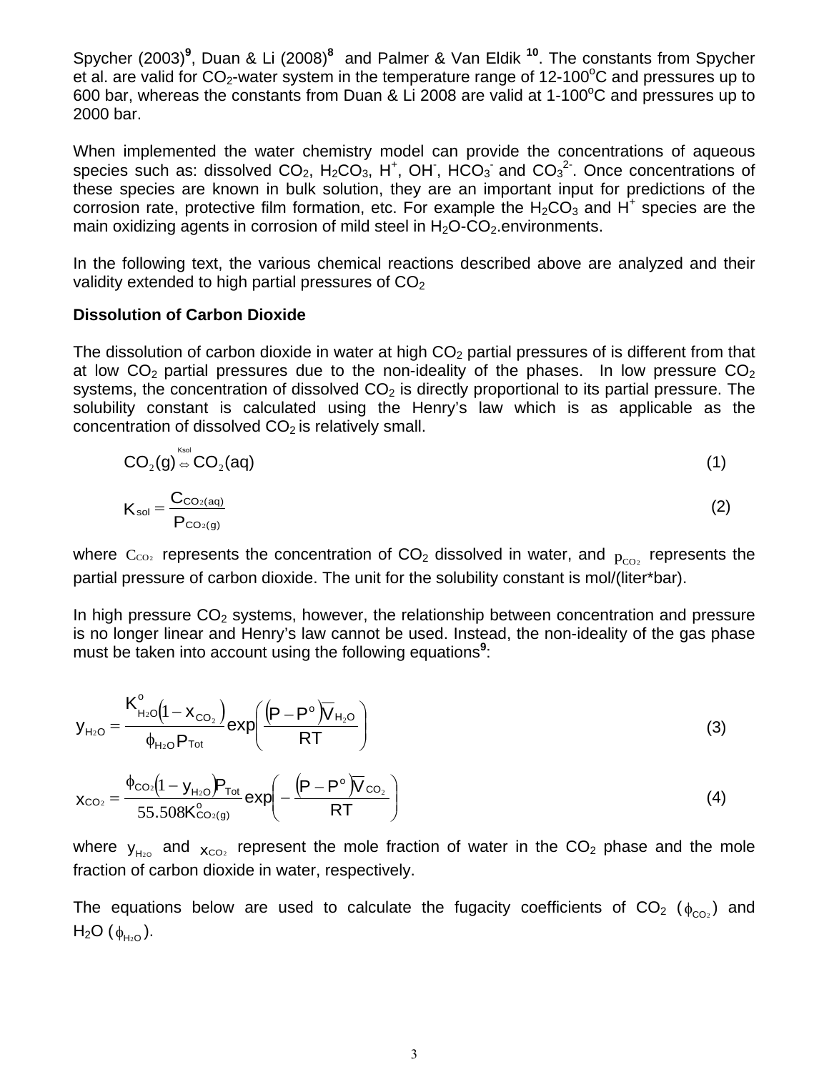Spycher (2003)[9], Duan & Li (2008)[8] and Palmer & Van Eldik [10]. The constants from Spycher et al. are valid for $CO_2$-water system in the temperature range of 12-100°C and pressures up to 600 bar, whereas the constants from Duan & Li 2008 are valid at 1-100°C and pressures up to 2000 bar.

When implemented the water chemistry model can provide the concentrations of aqueous species such as: dissolved $CO_2$, $H_2CO_3$, $H^+$, $OH^-$, $HCO_3^-$ and $CO_3^{2-}$. Once concentrations of these species are known in bulk solution, they are an important input for predictions of the corrosion rate, protective film formation, etc. For example the $H_2CO_3$ and $H^+$ species are the main oxidizing agents in corrosion of mild steel in $H_2O$-$CO_2$.environments.

In the following text, the various chemical reactions described above are analyzed and their validity extended to high partial pressures of $CO_2$

**Dissolution of Carbon Dioxide**

The dissolution of carbon dioxide in water at high $CO_2$ partial pressures of is different from that at low $CO_2$ partial pressures due to the non-ideality of the phases. In low pressure $CO_2$ systems, the concentration of dissolved $CO_2$ is directly proportional to its partial pressure. The solubility constant is calculated using the Henry's law which is as applicable as the concentration of dissolved $CO_2$ is relatively small.

$$CO_2(g) \overset{K_{sol}}{\Leftrightarrow} CO_2(aq) \tag{1}$$

$$K_{sol} = \frac{C_{CO_2(aq)}}{P_{CO_2(g)}} \tag{2}$$

where $C_{CO_2}$ represents the concentration of $CO_2$ dissolved in water, and $p_{CO_2}$ represents the partial pressure of carbon dioxide. The unit for the solubility constant is mol/(liter*bar).

In high pressure $CO_2$ systems, however, the relationship between concentration and pressure is no longer linear and Henry's law cannot be used. Instead, the non-ideality of the gas phase must be taken into account using the following equations[9]:

$$y_{H_2O} = \frac{K^o_{H_2O}\left(1 - x_{CO_2}\right)}{\phi_{H_2O} P_{Tot}} \exp\left(\frac{\left(P - P^o\right)\overline{V}_{H_2O}}{RT}\right) \tag{3}$$

$$x_{CO_2} = \frac{\phi_{CO_2}\left(1 - y_{H_2O}\right)P_{Tot}}{55.508 K^o_{CO_2(g)}} \exp\left(-\frac{\left(P - P^o\right)\overline{V}_{CO_2}}{RT}\right) \tag{4}$$

where $y_{H_2O}$ and $x_{CO_2}$ represent the mole fraction of water in the $CO_2$ phase and the mole fraction of carbon dioxide in water, respectively.

The equations below are used to calculate the fugacity coefficients of $CO_2$ ($\phi_{CO_2}$) and $H_2O$ ($\phi_{H_2O}$).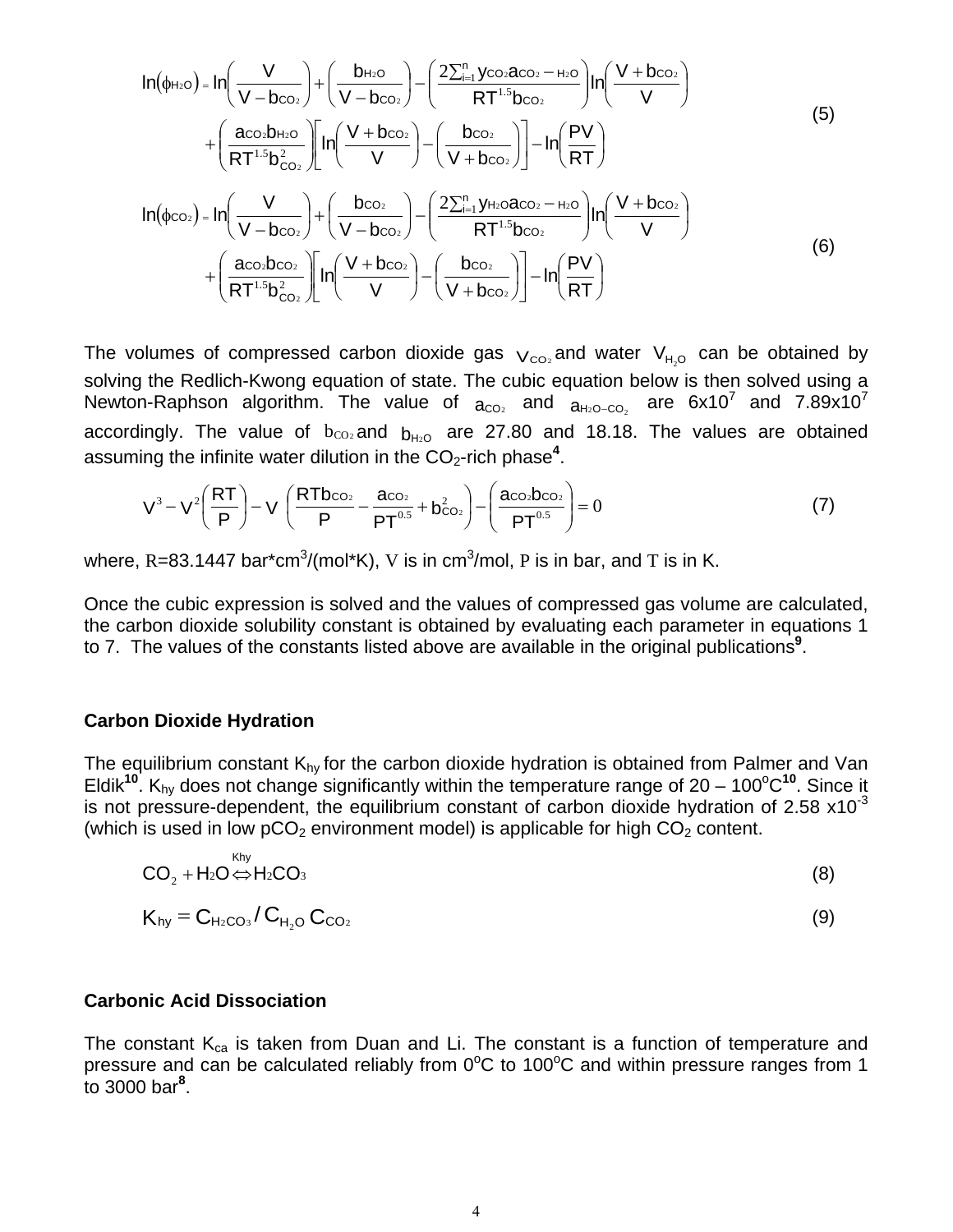$$\ln(\phi_{H_2O}) = \ln\left(\frac{V}{V - b_{CO_2}}\right) + \left(\frac{b_{H_2O}}{V - b_{CO_2}}\right) - \left(\frac{2\sum_{i=1}^{n} y_{CO_2} a_{CO_2-H_2O}}{RT^{1.5} b_{CO_2}}\right) \ln\left(\frac{V + b_{CO_2}}{V}\right) + \left(\frac{a_{CO_2} b_{H_2O}}{RT^{1.5} b_{CO_2}^2}\right)\left[\ln\left(\frac{V + b_{CO_2}}{V}\right) - \left(\frac{b_{CO_2}}{V + b_{CO_2}}\right)\right] - \ln\left(\frac{PV}{RT}\right) \quad (5)$$

$$\ln(\phi_{CO_2}) = \ln\left(\frac{V}{V - b_{CO_2}}\right) + \left(\frac{b_{CO_2}}{V - b_{CO_2}}\right) - \left(\frac{2\sum_{i=1}^{n} y_{H_2O} a_{CO_2-H_2O}}{RT^{1.5} b_{CO_2}}\right) \ln\left(\frac{V + b_{CO_2}}{V}\right) + \left(\frac{a_{CO_2} b_{CO_2}}{RT^{1.5} b_{CO_2}^2}\right)\left[\ln\left(\frac{V + b_{CO_2}}{V}\right) - \left(\frac{b_{CO_2}}{V + b_{CO_2}}\right)\right] - \ln\left(\frac{PV}{RT}\right) \quad (6)$$

The volumes of compressed carbon dioxide gas $V_{CO_2}$ and water $V_{H_2O}$ can be obtained by solving the Redlich-Kwong equation of state. The cubic equation below is then solved using a Newton-Raphson algorithm. The value of $a_{CO_2}$ and $a_{H_2O-CO_2}$ are $6 \times 10^7$ and $7.89 \times 10^7$ accordingly. The value of $b_{CO_2}$ and $b_{H_2O}$ are 27.80 and 18.18. The values are obtained assuming the infinite water dilution in the $CO_2$-rich phase[4].

$$V^3 - V^2\left(\frac{RT}{P}\right) - V\left(\frac{RTb_{CO_2}}{P} - \frac{a_{CO_2}}{PT^{0.5}} + b_{CO_2}^2\right) - \left(\frac{a_{CO_2} b_{CO_2}}{PT^{0.5}}\right) = 0 \quad (7)$$

where, $R$=83.1447 bar*cm$^3$/(mol*K), $V$ is in cm$^3$/mol, $P$ is in bar, and $T$ is in K.

Once the cubic expression is solved and the values of compressed gas volume are calculated, the carbon dioxide solubility constant is obtained by evaluating each parameter in equations 1 to 7. The values of the constants listed above are available in the original publications[9].

## Carbon Dioxide Hydration

The equilibrium constant $K_{hy}$ for the carbon dioxide hydration is obtained from Palmer and Van Eldik[10]. $K_{hy}$ does not change significantly within the temperature range of 20 – 100$^o$C[10]. Since it is not pressure-dependent, the equilibrium constant of carbon dioxide hydration of 2.58 x10$^{-3}$ (which is used in low $pCO_2$ environment model) is applicable for high $CO_2$ content.

$$CO_2 + H_2O \overset{Khy}{\Leftrightarrow} H_2CO_3 \quad (8)$$

$$K_{hy} = C_{H_2CO_3} / C_{H_2O}\, C_{CO_2} \quad (9)$$

## Carbonic Acid Dissociation

The constant $K_{ca}$ is taken from Duan and Li. The constant is a function of temperature and pressure and can be calculated reliably from 0$^o$C to 100$^o$C and within pressure ranges from 1 to 3000 bar[8].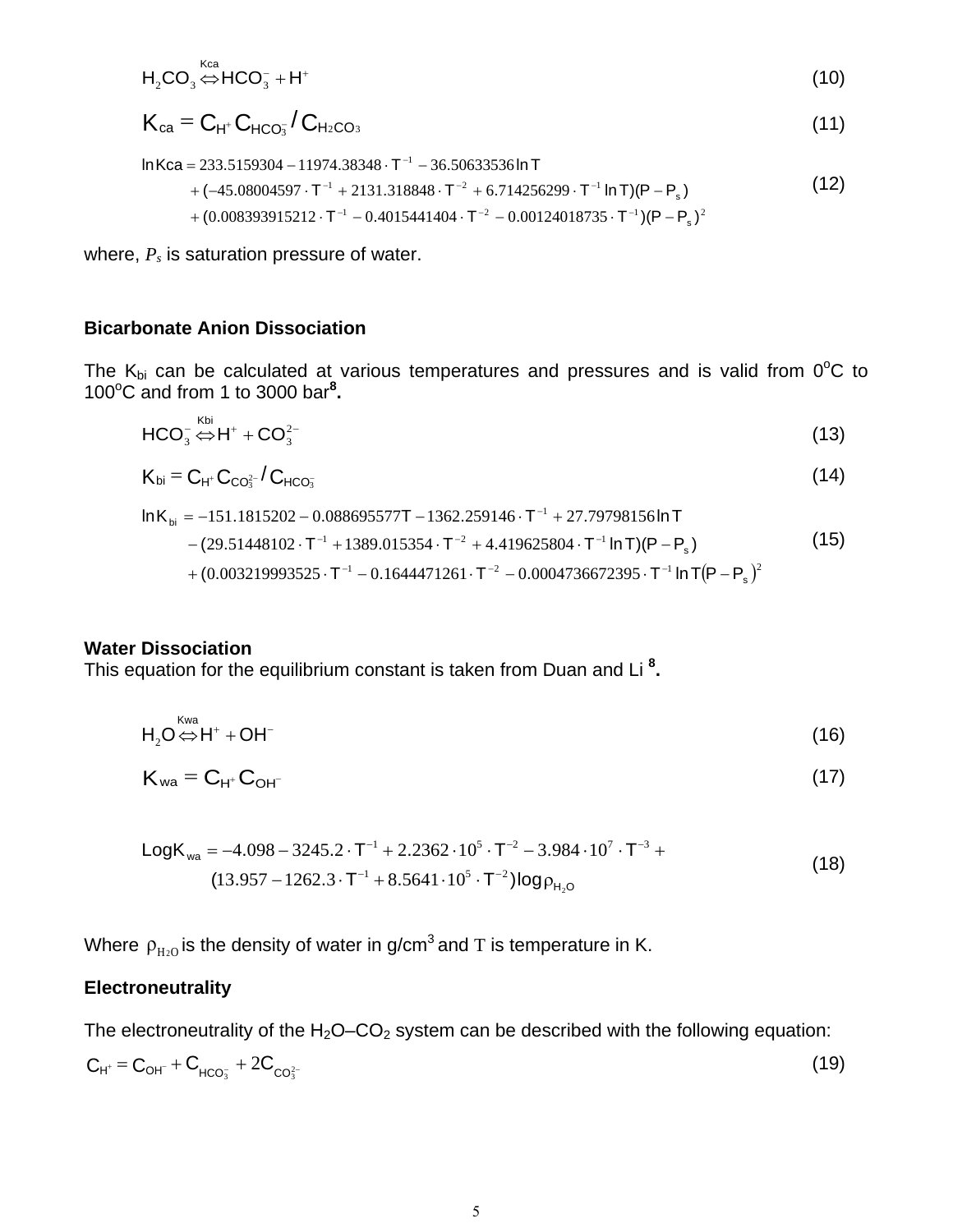$$H_2CO_3 \overset{Kca}{\Leftrightarrow} HCO_3^- + H^+ \tag{10}$$

$$K_{ca} = C_{H^+} C_{HCO_3^-} / C_{H_2CO_3} \tag{11}$$

$$\begin{aligned} \ln Kca = {} & 233.5159304 - 11974.38348 \cdot T^{-1} - 36.50633536 \ln T \\ & + (-45.08004597 \cdot T^{-1} + 2131.318848 \cdot T^{-2} + 6.714256299 \cdot T^{-1} \ln T)(P - P_s) \\ & + (0.008393915212 \cdot T^{-1} - 0.4015441404 \cdot T^{-2} - 0.00124018735 \cdot T^{-1})(P - P_s)^2 \end{aligned} \tag{12}$$

where, $P_s$ is saturation pressure of water.

### Bicarbonate Anion Dissociation

The $K_{bi}$ can be calculated at various temperatures and pressures and is valid from $0^oC$ to $100^oC$ and from 1 to 3000 bar[8].

$$HCO_3^- \overset{Kbi}{\Leftrightarrow} H^+ + CO_3^{2-} \tag{13}$$

$$K_{bi} = C_{H^+} C_{CO_3^{2-}} / C_{HCO_3^-} \tag{14}$$

$$\begin{aligned} \ln K_{bi} = {} & -151.1815202 - 0.088695577T - 1362.259146 \cdot T^{-1} + 27.79798156 \ln T \\ & - (29.51448102 \cdot T^{-1} + 1389.015354 \cdot T^{-2} + 4.419625804 \cdot T^{-1} \ln T)(P - P_s) \\ & + (0.003219993525 \cdot T^{-1} - 0.1644471261 \cdot T^{-2} - 0.0004736672395 \cdot T^{-1} \ln T(P - P_s)^2 \end{aligned} \tag{15}$$

### Water Dissociation

This equation for the equilibrium constant is taken from Duan and Li [8].

$$H_2O \overset{Kwa}{\Leftrightarrow} H^+ + OH^- \tag{16}$$

$$K_{wa} = C_{H^+} C_{OH^-} \tag{17}$$

$$\begin{aligned} \mathrm{Log} K_{wa} = {} & -4.098 - 3245.2 \cdot T^{-1} + 2.2362 \cdot 10^5 \cdot T^{-2} - 3.984 \cdot 10^7 \cdot T^{-3} + \\ & (13.957 - 1262.3 \cdot T^{-1} + 8.5641 \cdot 10^5 \cdot T^{-2}) \log \rho_{H_2O} \end{aligned} \tag{18}$$

Where $\rho_{H_2O}$ is the density of water in $g/cm^3$ and $T$ is temperature in K.

### Electroneutrality

The electroneutrality of the $H_2O$–$CO_2$ system can be described with the following equation:

$$C_{H^+} = C_{OH^-} + C_{HCO_3^-} + 2C_{CO_3^{2-}} \tag{19}$$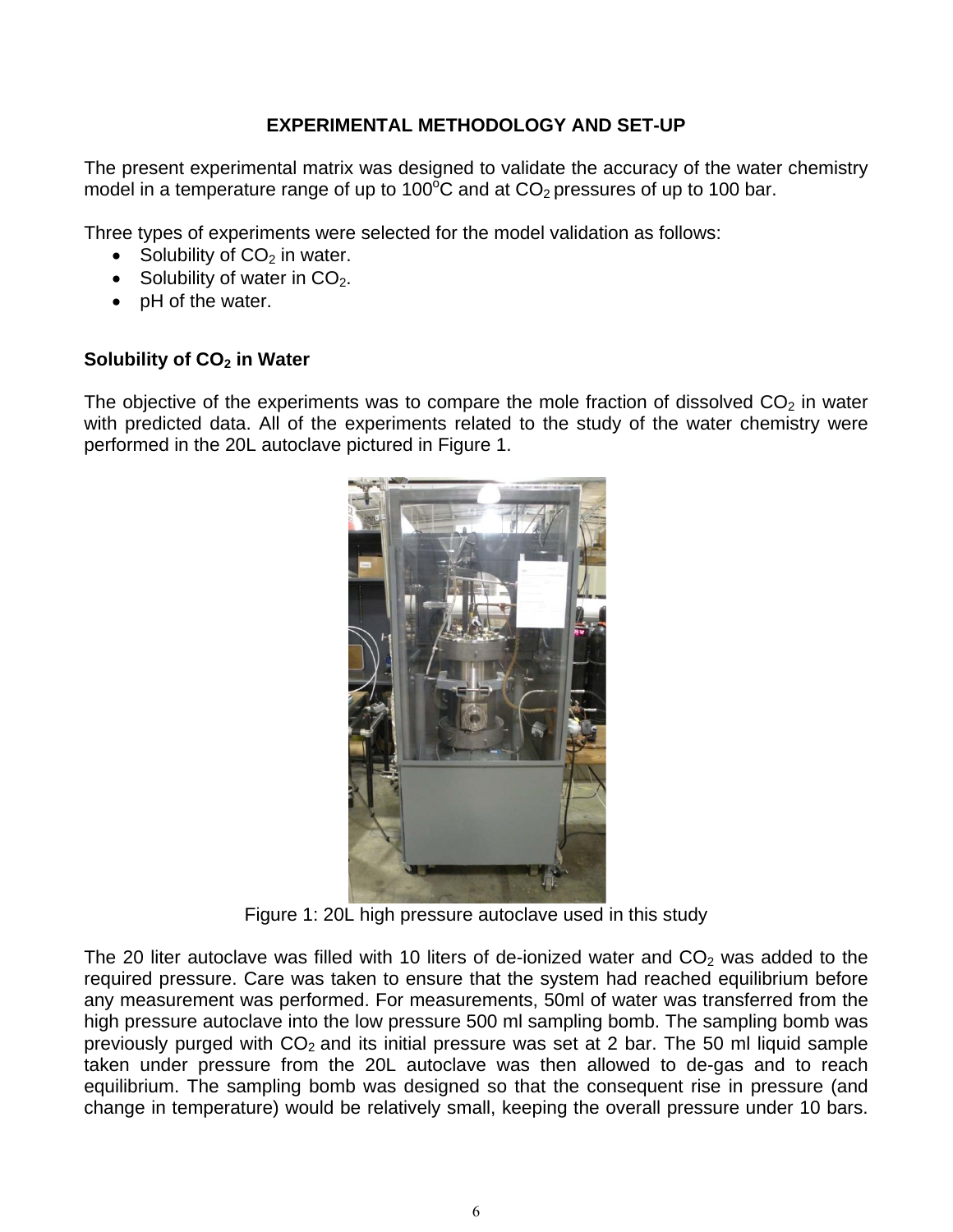## EXPERIMENTAL METHODOLOGY AND SET-UP

The present experimental matrix was designed to validate the accuracy of the water chemistry model in a temperature range of up to 100°C and at $CO_2$ pressures of up to 100 bar.

Three types of experiments were selected for the model validation as follows:

- Solubility of $CO_2$ in water.
- Solubility of water in $CO_2$.
- pH of the water.

### Solubility of $CO_2$ in Water

The objective of the experiments was to compare the mole fraction of dissolved $CO_2$ in water with predicted data. All of the experiments related to the study of the water chemistry were performed in the 20L autoclave pictured in Figure 1.

Figure 1: 20L high pressure autoclave used in this study

The 20 liter autoclave was filled with 10 liters of de-ionized water and $CO_2$ was added to the required pressure. Care was taken to ensure that the system had reached equilibrium before any measurement was performed. For measurements, 50ml of water was transferred from the high pressure autoclave into the low pressure 500 ml sampling bomb. The sampling bomb was previously purged with $CO_2$ and its initial pressure was set at 2 bar. The 50 ml liquid sample taken under pressure from the 20L autoclave was then allowed to de-gas and to reach equilibrium. The sampling bomb was designed so that the consequent rise in pressure (and change in temperature) would be relatively small, keeping the overall pressure under 10 bars.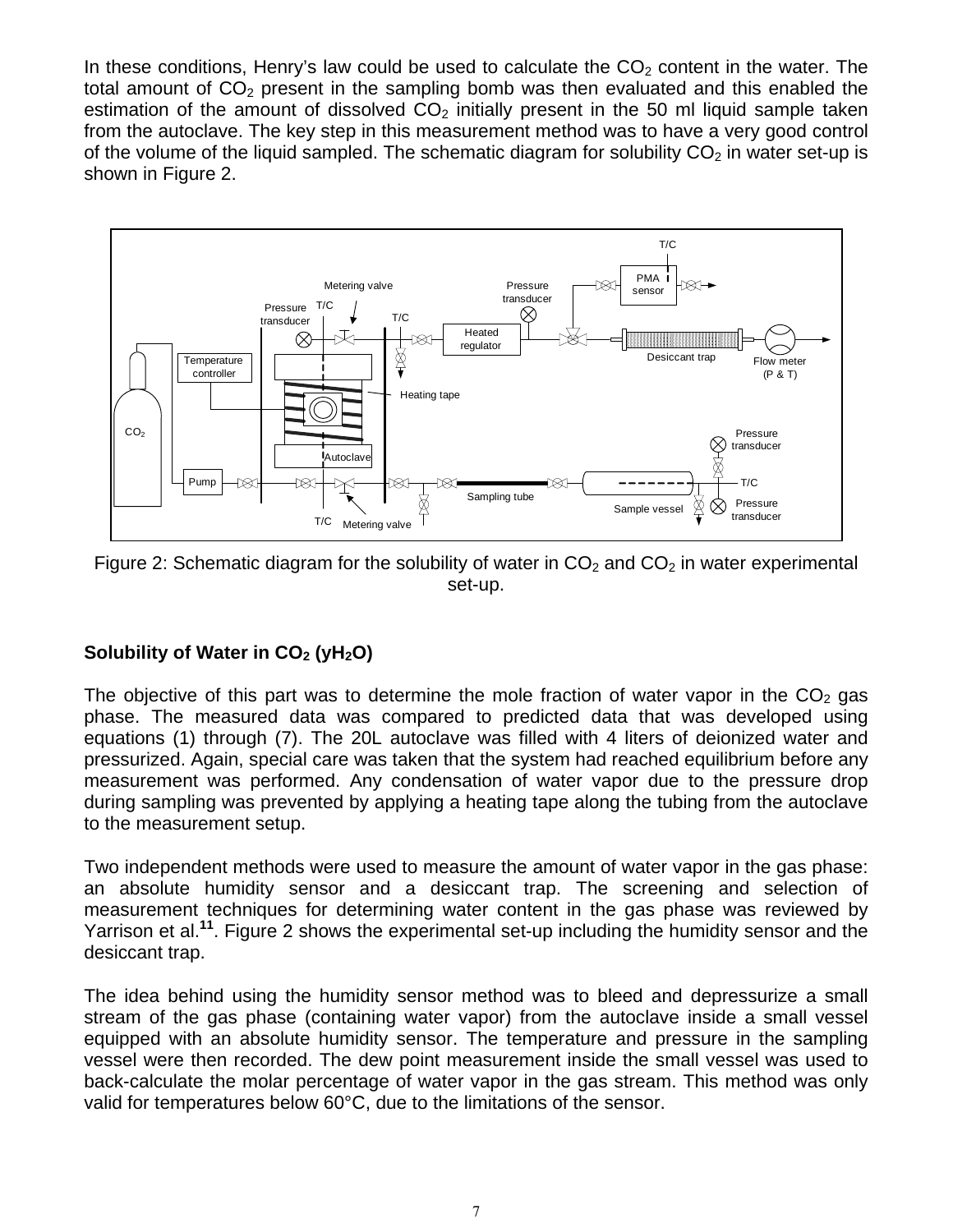In these conditions, Henry's law could be used to calculate the $CO_2$ content in the water. The total amount of $CO_2$ present in the sampling bomb was then evaluated and this enabled the estimation of the amount of dissolved $CO_2$ initially present in the 50 ml liquid sample taken from the autoclave. The key step in this measurement method was to have a very good control of the volume of the liquid sampled. The schematic diagram for solubility $CO_2$ in water set-up is shown in Figure 2.

Figure 2: Schematic diagram for the solubility of water in $CO_2$ and $CO_2$ in water experimental set-up.

### Solubility of Water in $CO_2$ ($yH_2O$)

The objective of this part was to determine the mole fraction of water vapor in the $CO_2$ gas phase. The measured data was compared to predicted data that was developed using equations (1) through (7). The 20L autoclave was filled with 4 liters of deionized water and pressurized. Again, special care was taken that the system had reached equilibrium before any measurement was performed. Any condensation of water vapor due to the pressure drop during sampling was prevented by applying a heating tape along the tubing from the autoclave to the measurement setup.

Two independent methods were used to measure the amount of water vapor in the gas phase: an absolute humidity sensor and a desiccant trap. The screening and selection of measurement techniques for determining water content in the gas phase was reviewed by Yarrison et al.[11]. Figure 2 shows the experimental set-up including the humidity sensor and the desiccant trap.

The idea behind using the humidity sensor method was to bleed and depressurize a small stream of the gas phase (containing water vapor) from the autoclave inside a small vessel equipped with an absolute humidity sensor. The temperature and pressure in the sampling vessel were then recorded. The dew point measurement inside the small vessel was used to back-calculate the molar percentage of water vapor in the gas stream. This method was only valid for temperatures below 60°C, due to the limitations of the sensor.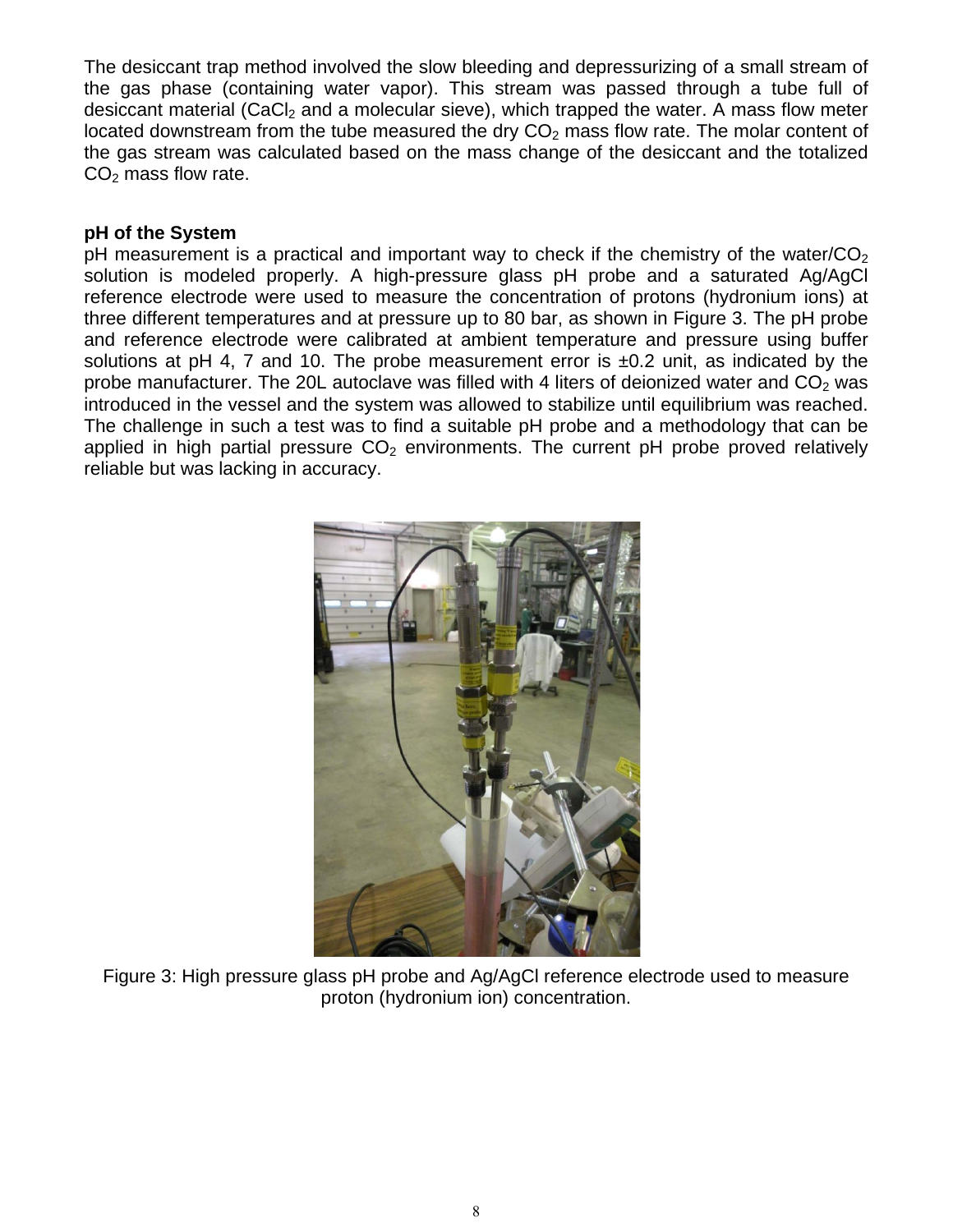The desiccant trap method involved the slow bleeding and depressurizing of a small stream of the gas phase (containing water vapor). This stream was passed through a tube full of desiccant material ($CaCl_2$ and a molecular sieve), which trapped the water. A mass flow meter located downstream from the tube measured the dry $CO_2$ mass flow rate. The molar content of the gas stream was calculated based on the mass change of the desiccant and the totalized $CO_2$ mass flow rate.

**pH of the System**

pH measurement is a practical and important way to check if the chemistry of the water/$CO_2$ solution is modeled properly. A high-pressure glass pH probe and a saturated Ag/AgCl reference electrode were used to measure the concentration of protons (hydronium ions) at three different temperatures and at pressure up to 80 bar, as shown in Figure 3. The pH probe and reference electrode were calibrated at ambient temperature and pressure using buffer solutions at pH 4, 7 and 10. The probe measurement error is ±0.2 unit, as indicated by the probe manufacturer. The 20L autoclave was filled with 4 liters of deionized water and $CO_2$ was introduced in the vessel and the system was allowed to stabilize until equilibrium was reached. The challenge in such a test was to find a suitable pH probe and a methodology that can be applied in high partial pressure $CO_2$ environments. The current pH probe proved relatively reliable but was lacking in accuracy.

Figure 3: High pressure glass pH probe and Ag/AgCl reference electrode used to measure proton (hydronium ion) concentration.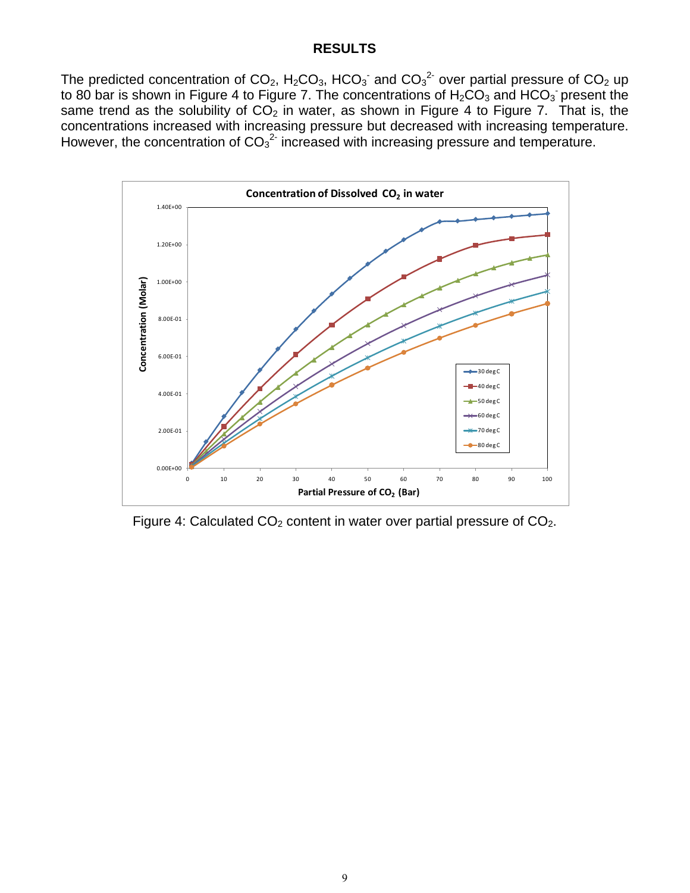## RESULTS

The predicted concentration of $CO_2$, $H_2CO_3$, $HCO_3^-$ and $CO_3^{2-}$ over partial pressure of $CO_2$ up to 80 bar is shown in Figure 4 to Figure 7. The concentrations of $H_2CO_3$ and $HCO_3^-$ present the same trend as the solubility of $CO_2$ in water, as shown in Figure 4 to Figure 7. That is, the concentrations increased with increasing pressure but decreased with increasing temperature. However, the concentration of $CO_3^{2-}$ increased with increasing pressure and temperature.

Figure 4: Calculated $CO_2$ content in water over partial pressure of $CO_2$.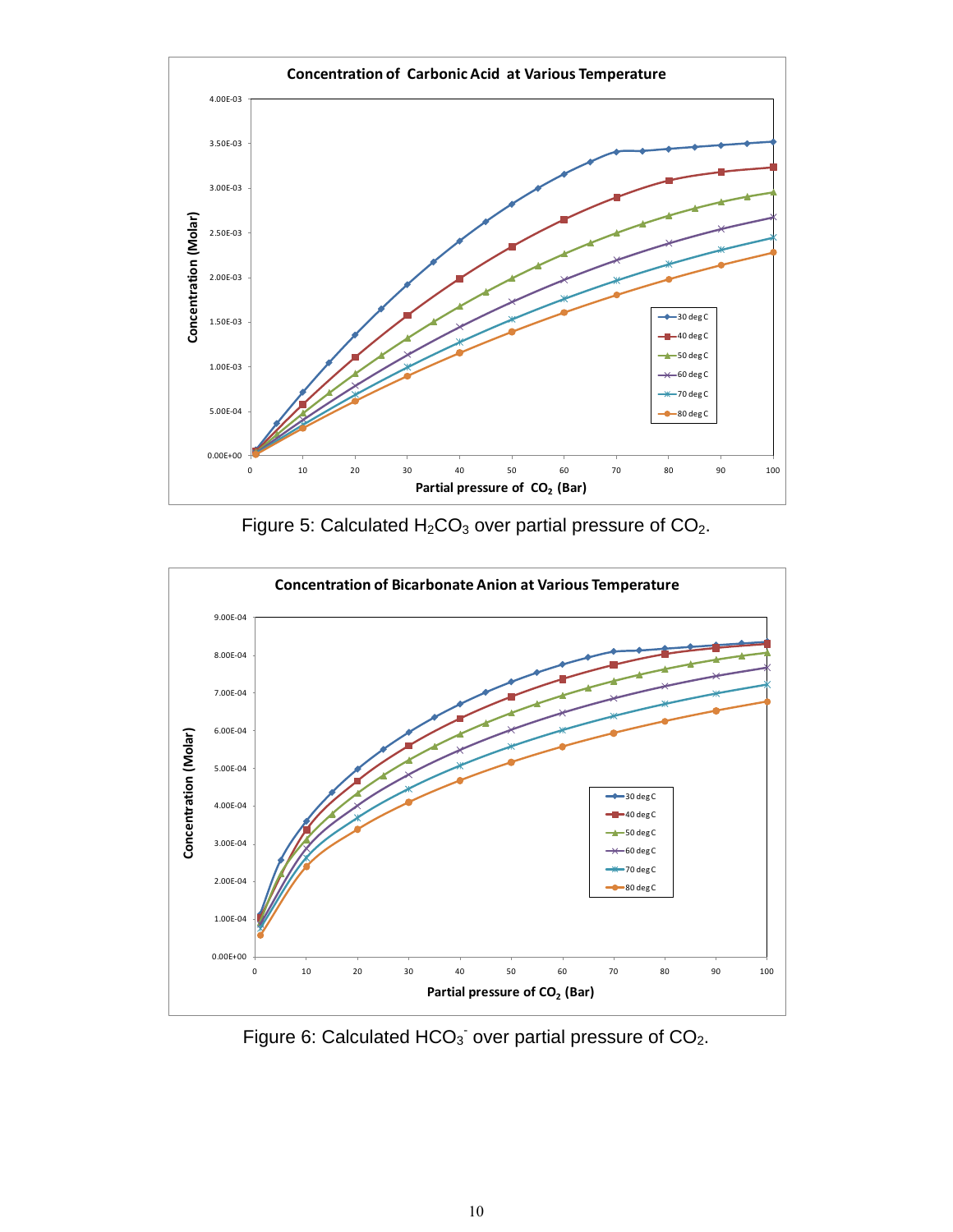Figure 5: Calculated $H_2CO_3$ over partial pressure of $CO_2$.

Figure 6: Calculated $HCO_3^-$ over partial pressure of $CO_2$.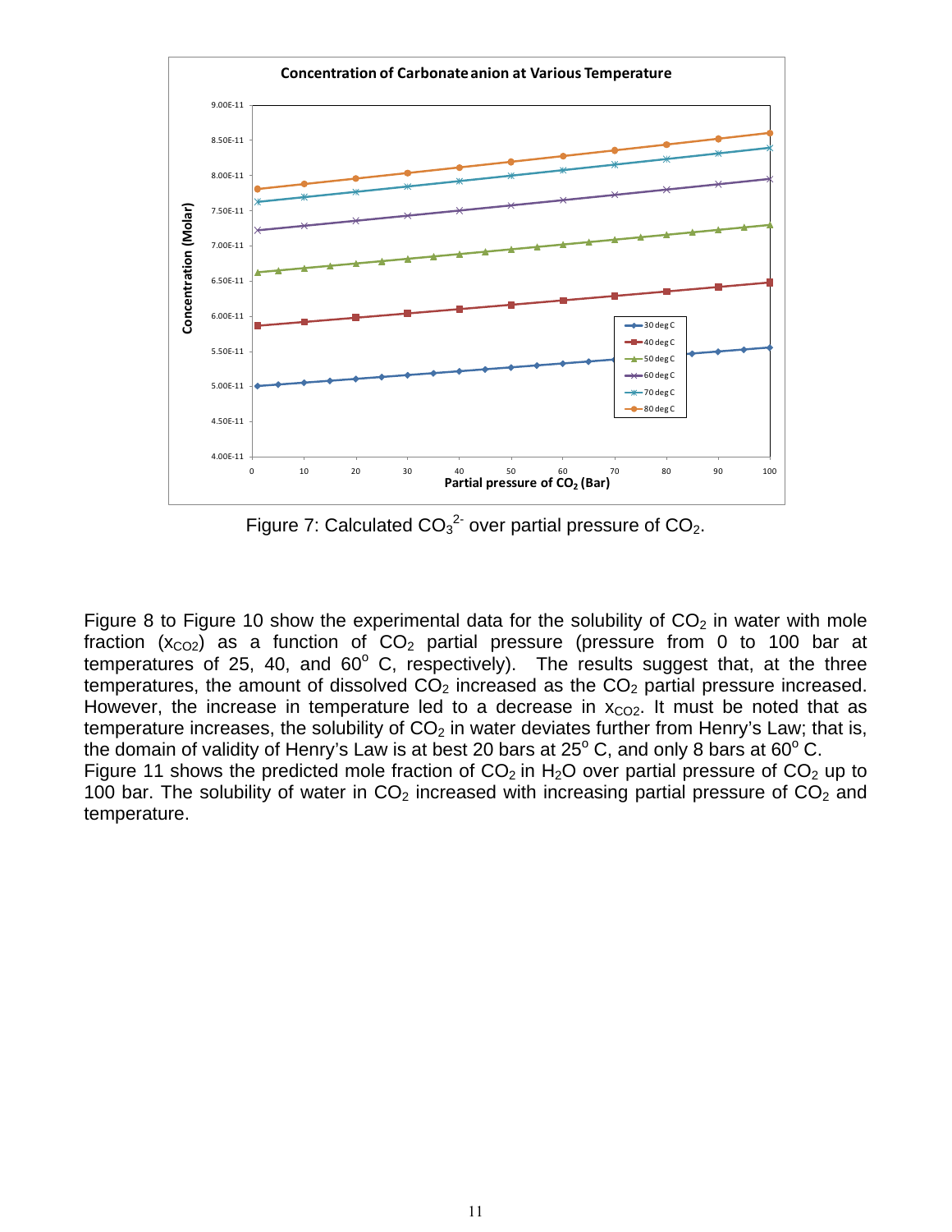Figure 7: Calculated $CO_3^{2-}$ over partial pressure of $CO_2$.

Figure 8 to Figure 10 show the experimental data for the solubility of $CO_2$ in water with mole fraction ($x_{CO2}$) as a function of $CO_2$ partial pressure (pressure from 0 to 100 bar at temperatures of 25, 40, and 60$^o$ C, respectively). The results suggest that, at the three temperatures, the amount of dissolved $CO_2$ increased as the $CO_2$ partial pressure increased. However, the increase in temperature led to a decrease in $x_{CO2}$. It must be noted that as temperature increases, the solubility of $CO_2$ in water deviates further from Henry's Law; that is, the domain of validity of Henry's Law is at best 20 bars at 25$^o$ C, and only 8 bars at 60$^o$ C.
Figure 11 shows the predicted mole fraction of $CO_2$ in $H_2O$ over partial pressure of $CO_2$ up to 100 bar. The solubility of water in $CO_2$ increased with increasing partial pressure of $CO_2$ and temperature.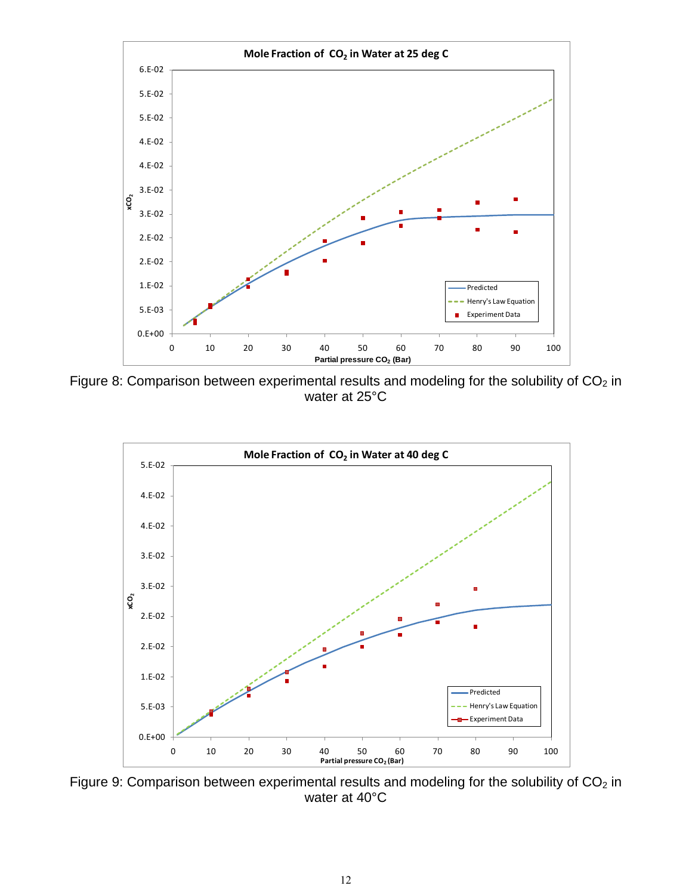Figure 8: Comparison between experimental results and modeling for the solubility of $CO_2$ in water at 25°C

Figure 9: Comparison between experimental results and modeling for the solubility of $CO_2$ in water at 40°C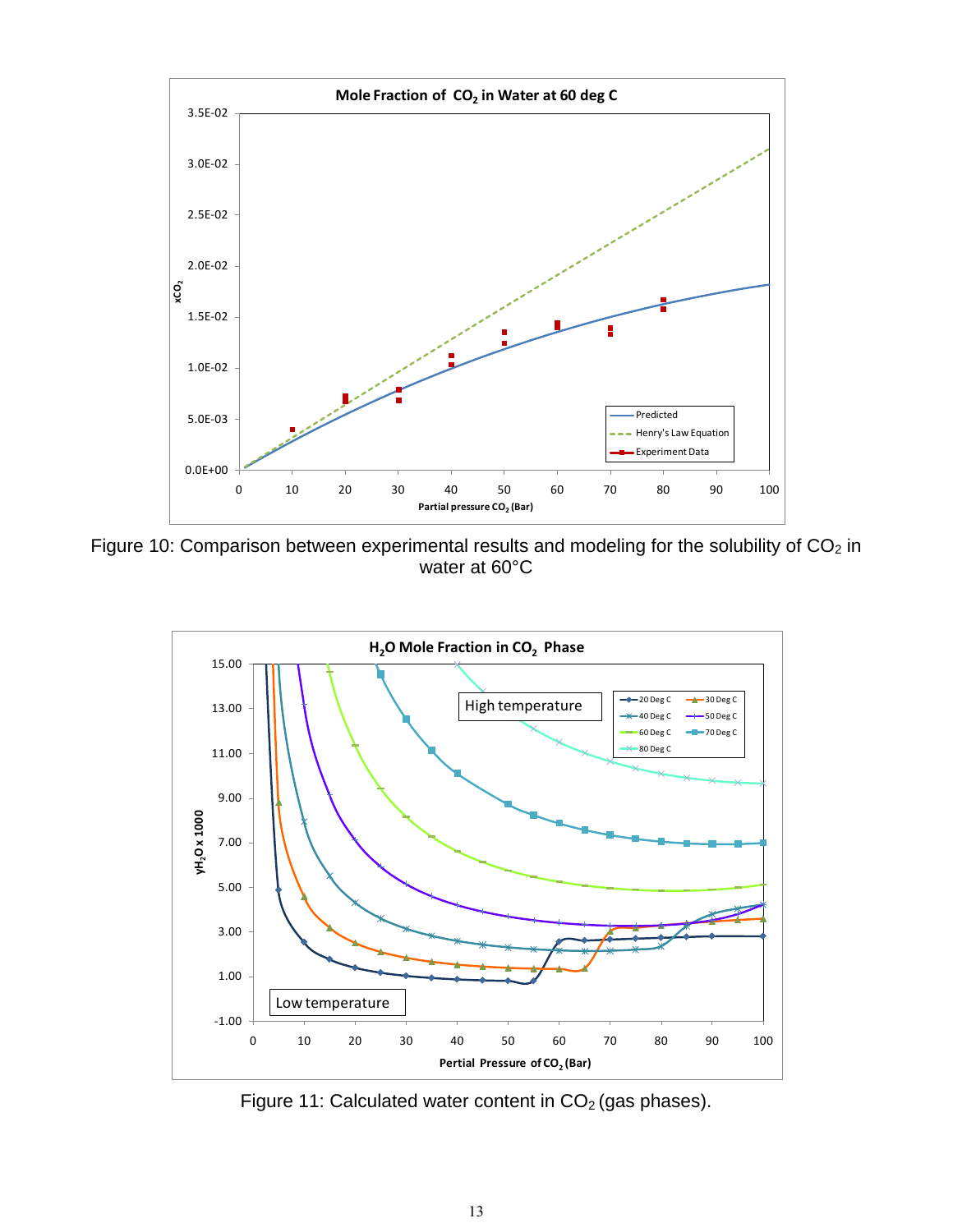Figure 10: Comparison between experimental results and modeling for the solubility of $CO_2$ in water at 60°C

Figure 11: Calculated water content in $CO_2$ (gas phases).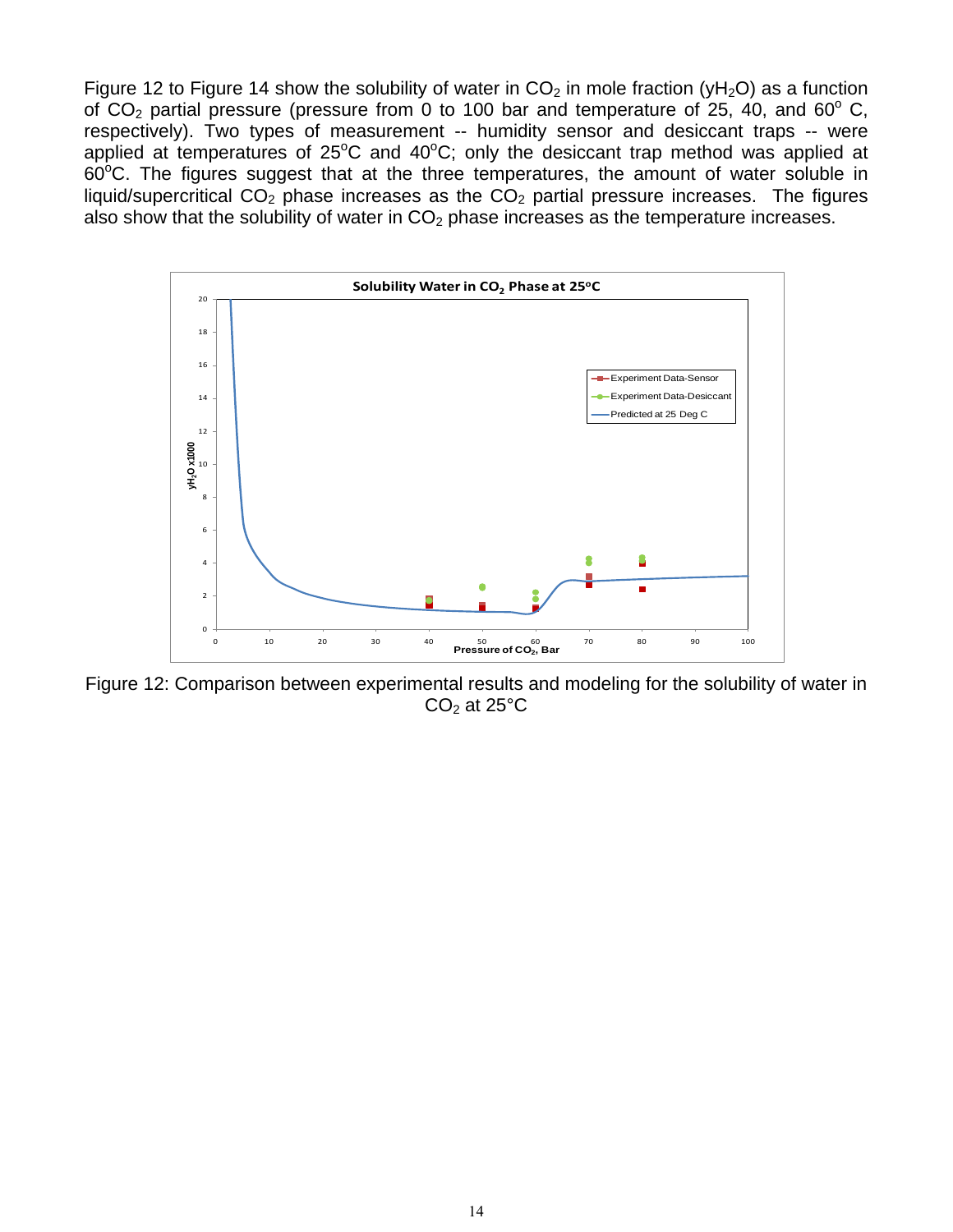Figure 12 to Figure 14 show the solubility of water in $CO_2$ in mole fraction ($yH_2O$) as a function of $CO_2$ partial pressure (pressure from 0 to 100 bar and temperature of 25, 40, and 60$^o$ C, respectively). Two types of measurement -- humidity sensor and desiccant traps -- were applied at temperatures of 25$^o$C and 40$^o$C; only the desiccant trap method was applied at 60$^o$C. The figures suggest that at the three temperatures, the amount of water soluble in liquid/supercritical $CO_2$ phase increases as the $CO_2$ partial pressure increases. The figures also show that the solubility of water in $CO_2$ phase increases as the temperature increases.

Figure 12: Comparison between experimental results and modeling for the solubility of water in $CO_2$ at 25°C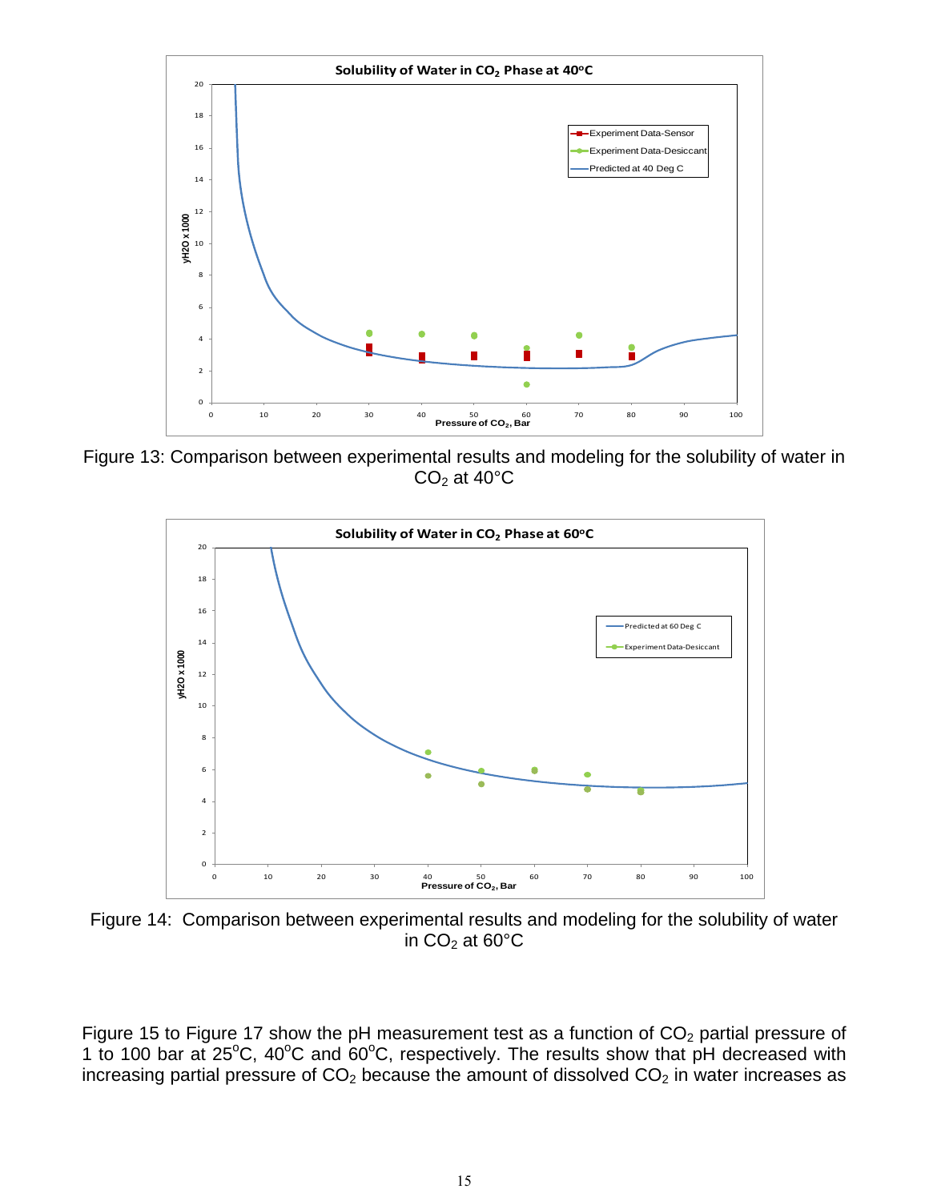Figure 13: Comparison between experimental results and modeling for the solubility of water in $CO_2$ at 40°C

Figure 14: Comparison between experimental results and modeling for the solubility of water in $CO_2$ at 60°C

Figure 15 to Figure 17 show the pH measurement test as a function of $CO_2$ partial pressure of 1 to 100 bar at 25°C, 40°C and 60°C, respectively. The results show that pH decreased with increasing partial pressure of $CO_2$ because the amount of dissolved $CO_2$ in water increases as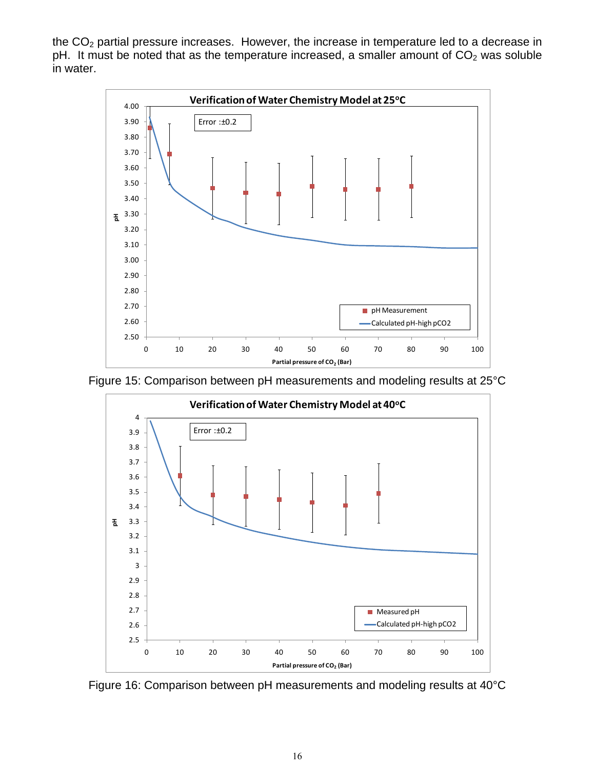the $CO_2$ partial pressure increases. However, the increase in temperature led to a decrease in pH. It must be noted that as the temperature increased, a smaller amount of $CO_2$ was soluble in water.

Figure 15: Comparison between pH measurements and modeling results at 25°C

Figure 16: Comparison between pH measurements and modeling results at 40°C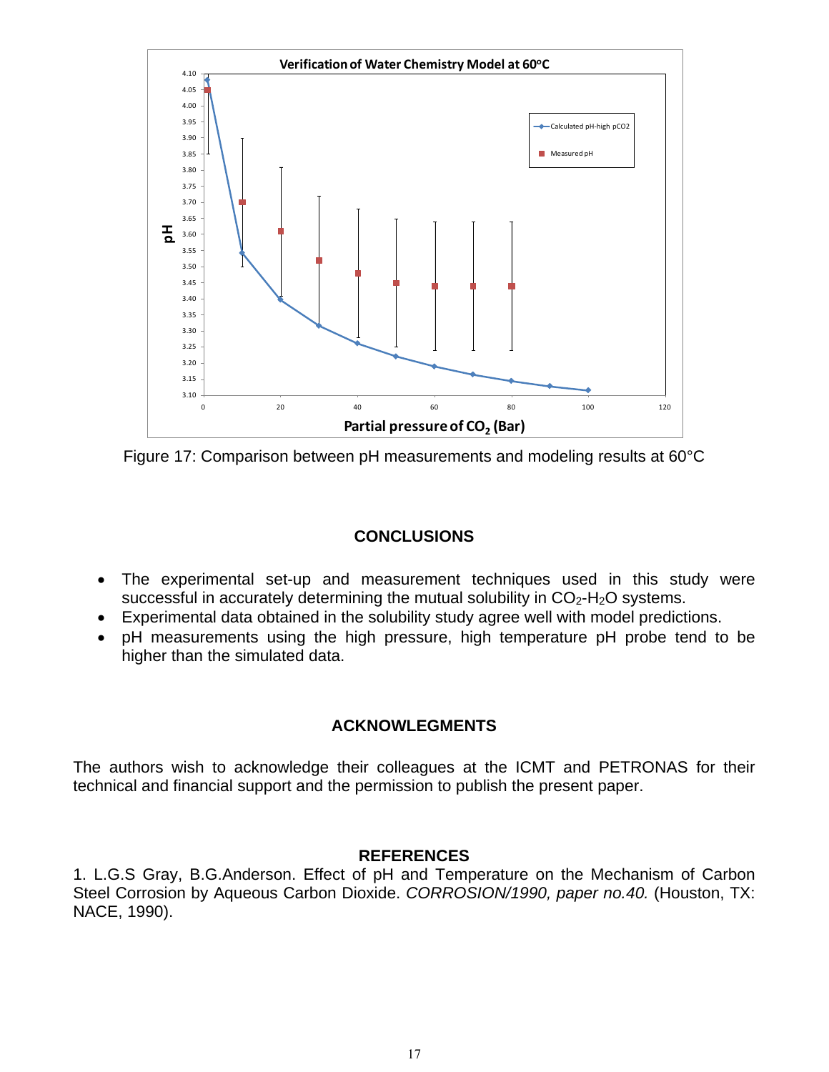Figure 17: Comparison between pH measurements and modeling results at 60°C

## CONCLUSIONS

- The experimental set-up and measurement techniques used in this study were successful in accurately determining the mutual solubility in $CO_2$-$H_2O$ systems.
- Experimental data obtained in the solubility study agree well with model predictions.
- pH measurements using the high pressure, high temperature pH probe tend to be higher than the simulated data.

## ACKNOWLEGMENTS

The authors wish to acknowledge their colleagues at the ICMT and PETRONAS for their technical and financial support and the permission to publish the present paper.

## REFERENCES

1. L.G.S Gray, B.G.Anderson. Effect of pH and Temperature on the Mechanism of Carbon Steel Corrosion by Aqueous Carbon Dioxide. *CORROSION/1990, paper no.40.* (Houston, TX: NACE, 1990).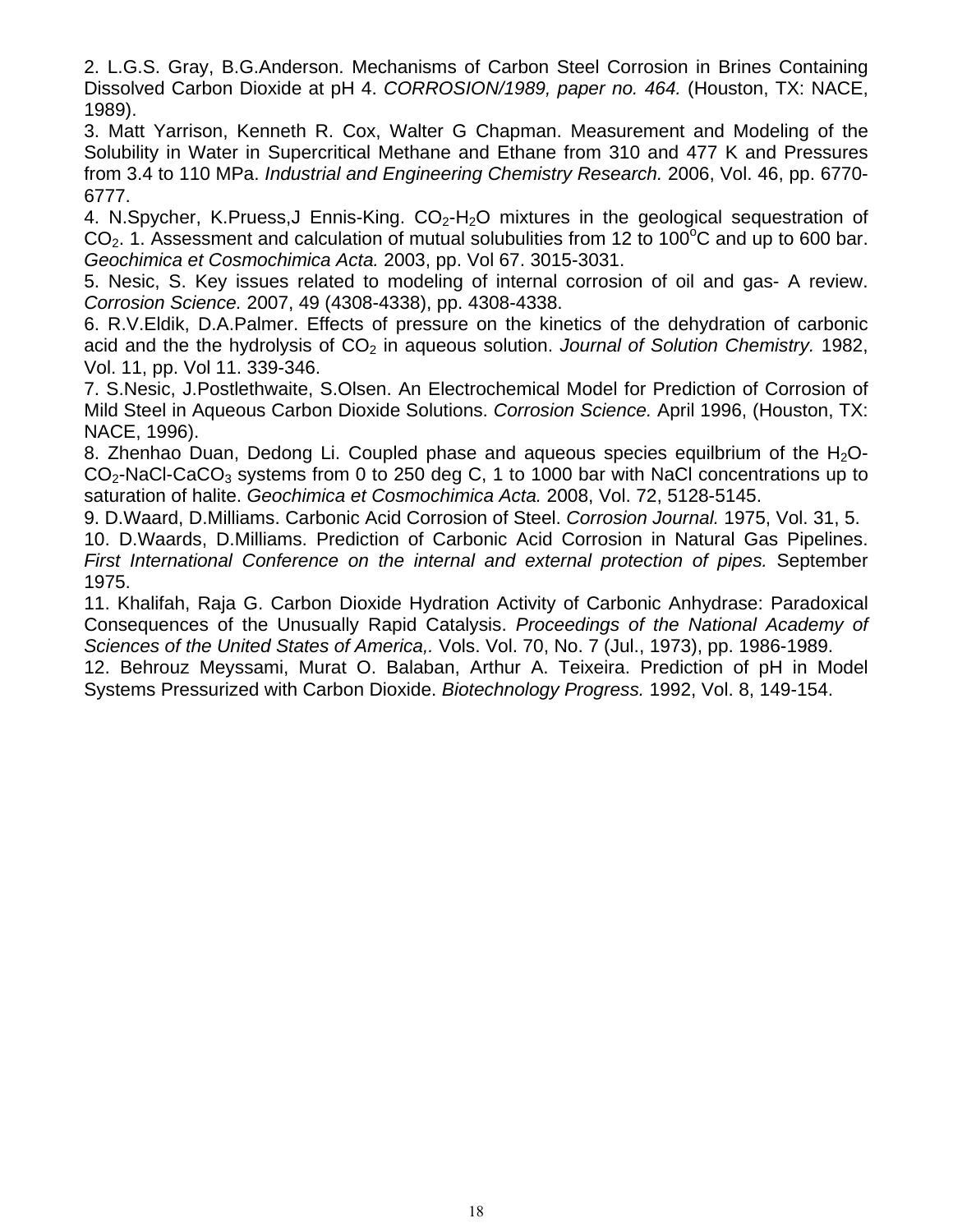2. L.G.S. Gray, B.G.Anderson. Mechanisms of Carbon Steel Corrosion in Brines Containing Dissolved Carbon Dioxide at pH 4. *CORROSION/1989, paper no. 464.* (Houston, TX: NACE, 1989).

3. Matt Yarrison, Kenneth R. Cox, Walter G Chapman. Measurement and Modeling of the Solubility in Water in Supercritical Methane and Ethane from 310 and 477 K and Pressures from 3.4 to 110 MPa. *Industrial and Engineering Chemistry Research.* 2006, Vol. 46, pp. 6770-6777.

4. N.Spycher, K.Pruess,J Ennis-King. $CO_2$-$H_2O$ mixtures in the geological sequestration of $CO_2$. 1. Assessment and calculation of mutual solubulities from 12 to 100$^o$C and up to 600 bar. *Geochimica et Cosmochimica Acta.* 2003, pp. Vol 67. 3015-3031.

5. Nesic, S. Key issues related to modeling of internal corrosion of oil and gas- A review. *Corrosion Science.* 2007, 49 (4308-4338), pp. 4308-4338.

6. R.V.Eldik, D.A.Palmer. Effects of pressure on the kinetics of the dehydration of carbonic acid and the the hydrolysis of $CO_2$ in aqueous solution. *Journal of Solution Chemistry.* 1982, Vol. 11, pp. Vol 11. 339-346.

7. S.Nesic, J.Postlethwaite, S.Olsen. An Electrochemical Model for Prediction of Corrosion of Mild Steel in Aqueous Carbon Dioxide Solutions. *Corrosion Science.* April 1996, (Houston, TX: NACE, 1996).

8. Zhenhao Duan, Dedong Li. Coupled phase and aqueous species equilbrium of the $H_2O$-$CO_2$-NaCl-$CaCO_3$ systems from 0 to 250 deg C, 1 to 1000 bar with NaCl concentrations up to saturation of halite. *Geochimica et Cosmochimica Acta.* 2008, Vol. 72, 5128-5145.

9. D.Waard, D.Milliams. Carbonic Acid Corrosion of Steel. *Corrosion Journal.* 1975, Vol. 31, 5.

10. D.Waards, D.Milliams. Prediction of Carbonic Acid Corrosion in Natural Gas Pipelines. *First International Conference on the internal and external protection of pipes.* September 1975.

11. Khalifah, Raja G. Carbon Dioxide Hydration Activity of Carbonic Anhydrase: Paradoxical Consequences of the Unusually Rapid Catalysis. *Proceedings of the National Academy of Sciences of the United States of America,.* Vols. Vol. 70, No. 7 (Jul., 1973), pp. 1986-1989.

12. Behrouz Meyssami, Murat O. Balaban, Arthur A. Teixeira. Prediction of pH in Model Systems Pressurized with Carbon Dioxide. *Biotechnology Progress.* 1992, Vol. 8, 149-154.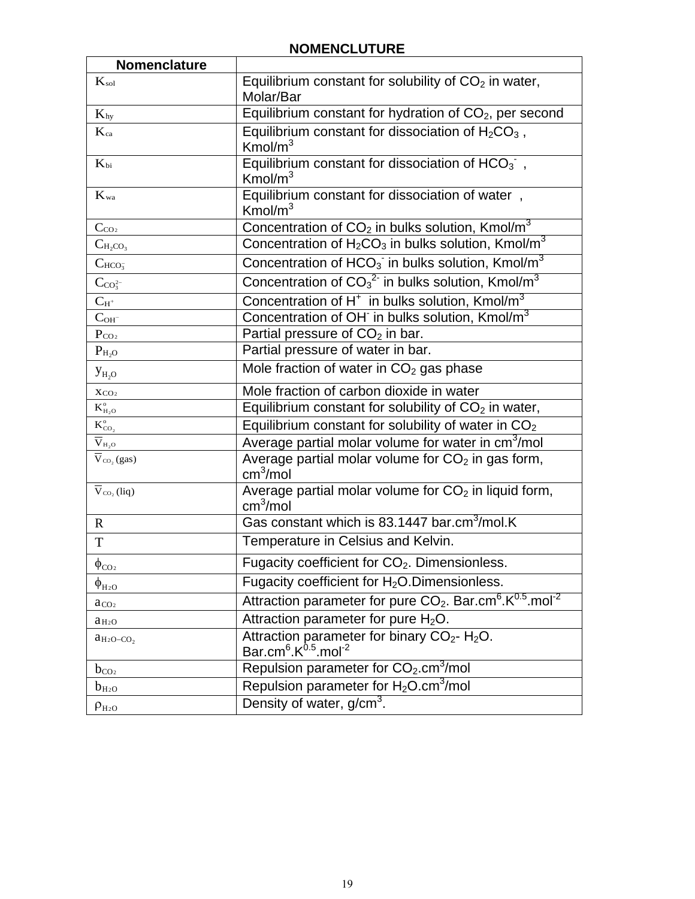## NOMENCLUTURE

| Nomenclature | |
|---|---|
| $K_{sol}$ | Equilibrium constant for solubility of $CO_2$ in water, Molar/Bar |
| $K_{hy}$ | Equilibrium constant for hydration of $CO_2$, per second |
| $K_{ca}$ | Equilibrium constant for dissociation of $H_2CO_3$ , Kmol/m$^3$ |
| $K_{bi}$ | Equilibrium constant for dissociation of $HCO_3^-$ , Kmol/m$^3$ |
| $K_{wa}$ | Equilibrium constant for dissociation of water , Kmol/m$^3$ |
| $C_{CO_2}$ | Concentration of $CO_2$ in bulks solution, Kmol/m$^3$ |
| $C_{H_2CO_3}$ | Concentration of $H_2CO_3$ in bulks solution, Kmol/m$^3$ |
| $C_{HCO_3^-}$ | Concentration of $HCO_3^-$ in bulks solution, Kmol/m$^3$ |
| $C_{CO_3^{2-}}$ | Concentration of $CO_3^{2-}$ in bulks solution, Kmol/m$^3$ |
| $C_{H^+}$ | Concentration of $H^+$ in bulks solution, Kmol/m$^3$ |
| $C_{OH^-}$ | Concentration of $OH^-$ in bulks solution, Kmol/m$^3$ |
| $P_{CO_2}$ | Partial pressure of $CO_2$ in bar. |
| $P_{H_2O}$ | Partial pressure of water in bar. |
| $y_{H_2O}$ | Mole fraction of water in $CO_2$ gas phase |
| $x_{CO_2}$ | Mole fraction of carbon dioxide in water |
| $K^o_{H_2O}$ | Equilibrium constant for solubility of $CO_2$ in water, |
| $K^o_{CO_2}$ | Equilibrium constant for solubility of water in $CO_2$ |
| $\overline{V}_{H_2O}$ | Average partial molar volume for water in cm$^3$/mol |
| $\overline{V}_{CO_2}(gas)$ | Average partial molar volume for $CO_2$ in gas form, cm$^3$/mol |
| $\overline{V}_{CO_2}(liq)$ | Average partial molar volume for $CO_2$ in liquid form, cm$^3$/mol |
| $R$ | Gas constant which is 83.1447 bar.cm$^3$/mol.K |
| $T$ | Temperature in Celsius and Kelvin. |
| $\phi_{CO_2}$ | Fugacity coefficient for $CO_2$. Dimensionless. |
| $\phi_{H_2O}$ | Fugacity coefficient for $H_2O$.Dimensionless. |
| $a_{CO_2}$ | Attraction parameter for pure $CO_2$. Bar.cm$^6$.K$^{0.5}$.mol$^{-2}$ |
| $a_{H_2O}$ | Attraction parameter for pure $H_2O$. |
| $a_{H_2O-CO_2}$ | Attraction parameter for binary $CO_2$- $H_2O$. Bar.cm$^6$.K$^{0.5}$.mol$^{-2}$ |
| $b_{CO_2}$ | Repulsion parameter for $CO_2$.cm$^3$/mol |
| $b_{H_2O}$ | Repulsion parameter for $H_2O$.cm$^3$/mol |
| $\rho_{H_2O}$ | Density of water, g/cm$^3$. |